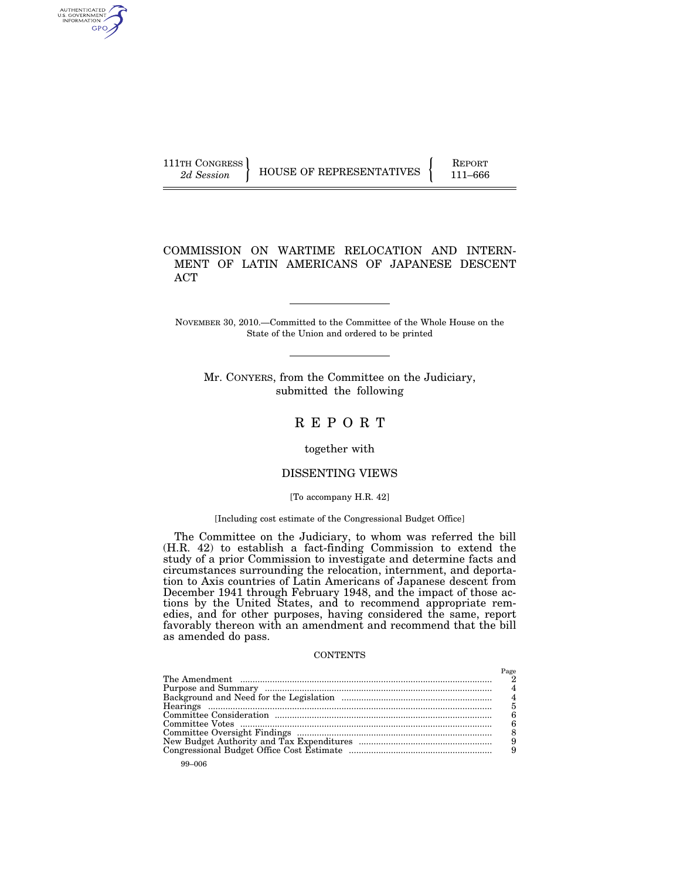111TH CONGRESS
*2d Session*

HOUSE OF REPRESENTATIVES

REPORT
111–666

# COMMISSION ON WARTIME RELOCATION AND INTERNMENT OF LATIN AMERICANS OF JAPANESE DESCENT ACT

NOVEMBER 30, 2010.—Committed to the Committee of the Whole House on the State of the Union and ordered to be printed

Mr. CONYERS, from the Committee on the Judiciary, submitted the following

# R E P O R T

together with

## DISSENTING VIEWS

[To accompany H.R. 42]

[Including cost estimate of the Congressional Budget Office]

The Committee on the Judiciary, to whom was referred the bill (H.R. 42) to establish a fact-finding Commission to extend the study of a prior Commission to investigate and determine facts and circumstances surrounding the relocation, internment, and deportation to Axis countries of Latin Americans of Japanese descent from December 1941 through February 1948, and the impact of those actions by the United States, and to recommend appropriate remedies, and for other purposes, having considered the same, report favorably thereon with an amendment and recommend that the bill as amended do pass.

CONTENTS

| | Page |
|---|---|
| The Amendment | 2 |
| Purpose and Summary | 4 |
| Background and Need for the Legislation | 4 |
| Hearings | 5 |
| Committee Consideration | 6 |
| Committee Votes | 6 |
| Committee Oversight Findings | 8 |
| New Budget Authority and Tax Expenditures | 9 |
| Congressional Budget Office Cost Estimate | 9 |

99–006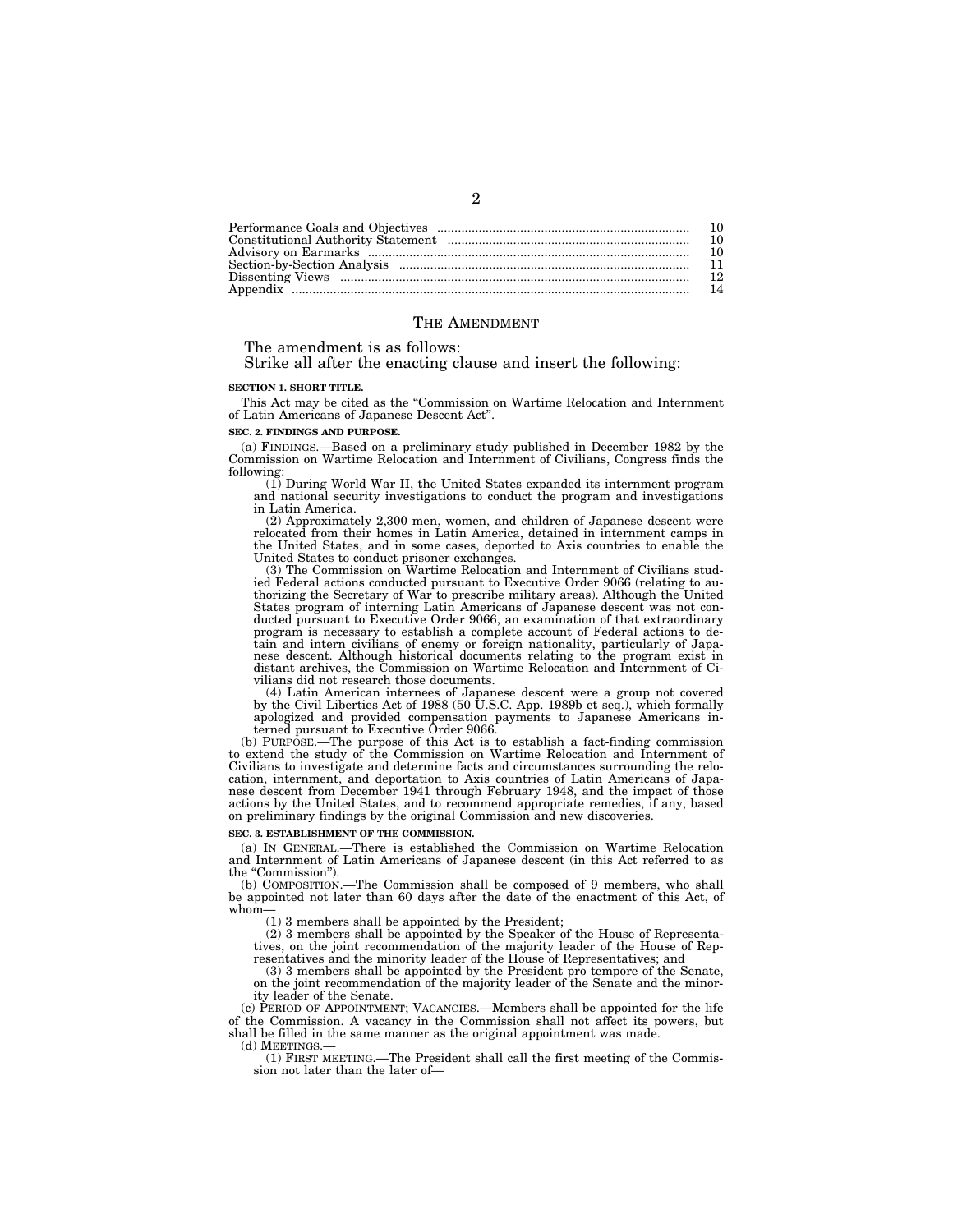| | |
|---|---|
| Performance Goals and Objectives | 10 |
| Constitutional Authority Statement | 10 |
| Advisory on Earmarks | 10 |
| Section-by-Section Analysis | 11 |
| Dissenting Views | 12 |
| Appendix | 14 |

## THE AMENDMENT

The amendment is as follows:

Strike all after the enacting clause and insert the following:

**SECTION 1. SHORT TITLE.**

This Act may be cited as the "Commission on Wartime Relocation and Internment of Latin Americans of Japanese Descent Act".

**SEC. 2. FINDINGS AND PURPOSE.**

(a) FINDINGS.—Based on a preliminary study published in December 1982 by the Commission on Wartime Relocation and Internment of Civilians, Congress finds the following:

(1) During World War II, the United States expanded its internment program and national security investigations to conduct the program and investigations in Latin America.

(2) Approximately 2,300 men, women, and children of Japanese descent were relocated from their homes in Latin America, detained in internment camps in the United States, and in some cases, deported to Axis countries to enable the United States to conduct prisoner exchanges.

(3) The Commission on Wartime Relocation and Internment of Civilians studied Federal actions conducted pursuant to Executive Order 9066 (relating to authorizing the Secretary of War to prescribe military areas). Although the United States program of interning Latin Americans of Japanese descent was not conducted pursuant to Executive Order 9066, an examination of that extraordinary program is necessary to establish a complete account of Federal actions to detain and intern civilians of enemy or foreign nationality, particularly of Japanese descent. Although historical documents relating to the program exist in distant archives, the Commission on Wartime Relocation and Internment of Civilians did not research those documents.

(4) Latin American internees of Japanese descent were a group not covered by the Civil Liberties Act of 1988 (50 U.S.C. App. 1989b et seq.), which formally apologized and provided compensation payments to Japanese Americans interned pursuant to Executive Order 9066.

(b) PURPOSE.—The purpose of this Act is to establish a fact-finding commission to extend the study of the Commission on Wartime Relocation and Internment of Civilians to investigate and determine facts and circumstances surrounding the relocation, internment, and deportation to Axis countries of Latin Americans of Japanese descent from December 1941 through February 1948, and the impact of those actions by the United States, and to recommend appropriate remedies, if any, based on preliminary findings by the original Commission and new discoveries.

**SEC. 3. ESTABLISHMENT OF THE COMMISSION.**

(a) IN GENERAL.—There is established the Commission on Wartime Relocation and Internment of Latin Americans of Japanese descent (in this Act referred to as the "Commission").

(b) COMPOSITION.—The Commission shall be composed of 9 members, who shall be appointed not later than 60 days after the date of the enactment of this Act, of whom—

(1) 3 members shall be appointed by the President;

(2) 3 members shall be appointed by the Speaker of the House of Representatives, on the joint recommendation of the majority leader of the House of Representatives and the minority leader of the House of Representatives; and

(3) 3 members shall be appointed by the President pro tempore of the Senate, on the joint recommendation of the majority leader of the Senate and the minority leader of the Senate.

(c) PERIOD OF APPOINTMENT; VACANCIES.—Members shall be appointed for the life of the Commission. A vacancy in the Commission shall not affect its powers, but shall be filled in the same manner as the original appointment was made.

(d) MEETINGS.—

(1) FIRST MEETING.—The President shall call the first meeting of the Commission not later than the later of—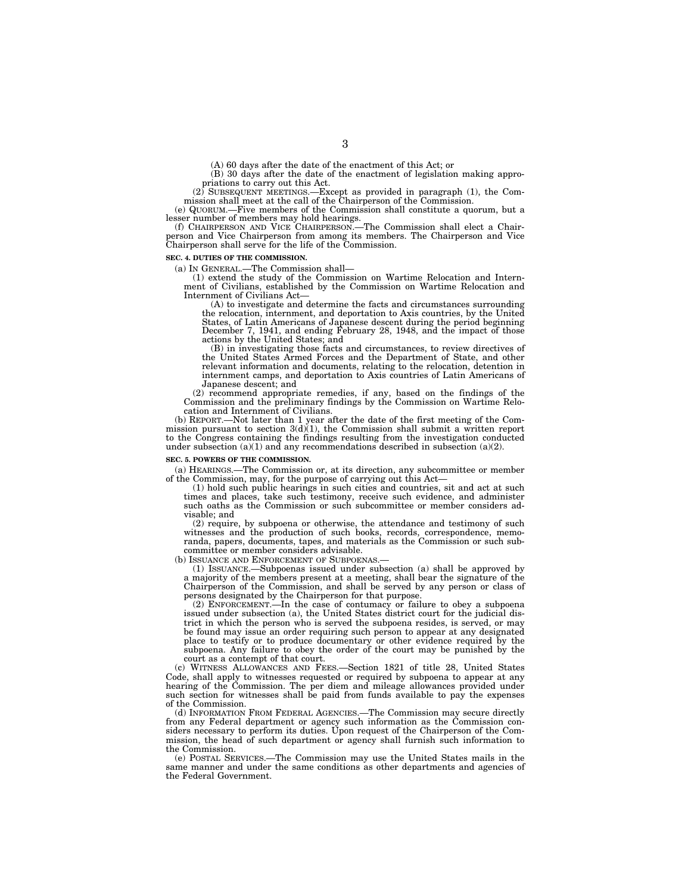(A) 60 days after the date of the enactment of this Act; or

(B) 30 days after the date of the enactment of legislation making appropriations to carry out this Act.

(2) SUBSEQUENT MEETINGS.—Except as provided in paragraph (1), the Commission shall meet at the call of the Chairperson of the Commission.

(e) QUORUM.—Five members of the Commission shall constitute a quorum, but a lesser number of members may hold hearings.

(f) CHAIRPERSON AND VICE CHAIRPERSON.—The Commission shall elect a Chairperson and Vice Chairperson from among its members. The Chairperson and Vice Chairperson shall serve for the life of the Commission.

**SEC. 4. DUTIES OF THE COMMISSION.**

(a) IN GENERAL.—The Commission shall—

(1) extend the study of the Commission on Wartime Relocation and Internment of Civilians, established by the Commission on Wartime Relocation and Internment of Civilians Act—

(A) to investigate and determine the facts and circumstances surrounding the relocation, internment, and deportation to Axis countries, by the United States, of Latin Americans of Japanese descent during the period beginning December 7, 1941, and ending February 28, 1948, and the impact of those actions by the United States; and

(B) in investigating those facts and circumstances, to review directives of the United States Armed Forces and the Department of State, and other relevant information and documents, relating to the relocation, detention in internment camps, and deportation to Axis countries of Latin Americans of Japanese descent; and

(2) recommend appropriate remedies, if any, based on the findings of the Commission and the preliminary findings by the Commission on Wartime Relocation and Internment of Civilians.

(b) REPORT.—Not later than 1 year after the date of the first meeting of the Commission pursuant to section 3(d)(1), the Commission shall submit a written report to the Congress containing the findings resulting from the investigation conducted under subsection (a)(1) and any recommendations described in subsection (a)(2).

**SEC. 5. POWERS OF THE COMMISSION.**

(a) HEARINGS.—The Commission or, at its direction, any subcommittee or member of the Commission, may, for the purpose of carrying out this Act—

(1) hold such public hearings in such cities and countries, sit and act at such times and places, take such testimony, receive such evidence, and administer such oaths as the Commission or such subcommittee or member considers advisable; and

(2) require, by subpoena or otherwise, the attendance and testimony of such witnesses and the production of such books, records, correspondence, memoranda, papers, documents, tapes, and materials as the Commission or such subcommittee or member considers advisable.

(b) ISSUANCE AND ENFORCEMENT OF SUBPOENAS.—

(1) ISSUANCE.—Subpoenas issued under subsection (a) shall be approved by a majority of the members present at a meeting, shall bear the signature of the Chairperson of the Commission, and shall be served by any person or class of persons designated by the Chairperson for that purpose.

(2) ENFORCEMENT.—In the case of contumacy or failure to obey a subpoena issued under subsection (a), the United States district court for the judicial district in which the person who is served the subpoena resides, is served, or may be found may issue an order requiring such person to appear at any designated place to testify or to produce documentary or other evidence required by the subpoena. Any failure to obey the order of the court may be punished by the court as a contempt of that court.

(c) WITNESS ALLOWANCES AND FEES.—Section 1821 of title 28, United States Code, shall apply to witnesses requested or required by subpoena to appear at any hearing of the Commission. The per diem and mileage allowances provided under such section for witnesses shall be paid from funds available to pay the expenses of the Commission.

(d) INFORMATION FROM FEDERAL AGENCIES.—The Commission may secure directly from any Federal department or agency such information as the Commission considers necessary to perform its duties. Upon request of the Chairperson of the Commission, the head of such department or agency shall furnish such information to the Commission.

(e) POSTAL SERVICES.—The Commission may use the United States mails in the same manner and under the same conditions as other departments and agencies of the Federal Government.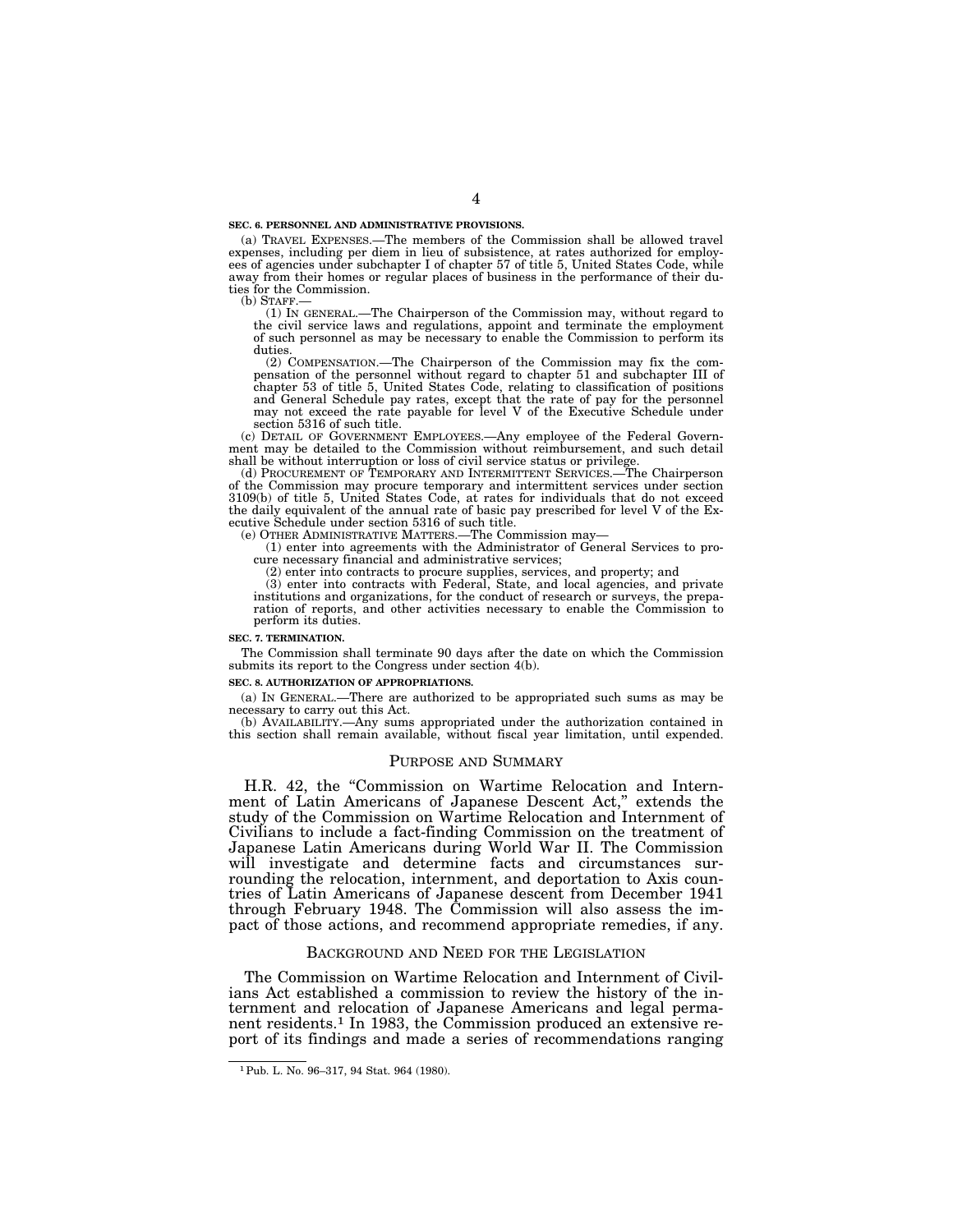**SEC. 6. PERSONNEL AND ADMINISTRATIVE PROVISIONS.**

(a) TRAVEL EXPENSES.—The members of the Commission shall be allowed travel expenses, including per diem in lieu of subsistence, at rates authorized for employees of agencies under subchapter I of chapter 57 of title 5, United States Code, while away from their homes or regular places of business in the performance of their duties for the Commission.

(b) STAFF.—

(1) IN GENERAL.—The Chairperson of the Commission may, without regard to the civil service laws and regulations, appoint and terminate the employment of such personnel as may be necessary to enable the Commission to perform its duties.

(2) COMPENSATION.—The Chairperson of the Commission may fix the compensation of the personnel without regard to chapter 51 and subchapter III of chapter 53 of title 5, United States Code, relating to classification of positions and General Schedule pay rates, except that the rate of pay for the personnel may not exceed the rate payable for level V of the Executive Schedule under section 5316 of such title.

(c) DETAIL OF GOVERNMENT EMPLOYEES.—Any employee of the Federal Government may be detailed to the Commission without reimbursement, and such detail shall be without interruption or loss of civil service status or privilege.

(d) PROCUREMENT OF TEMPORARY AND INTERMITTENT SERVICES.—The Chairperson of the Commission may procure temporary and intermittent services under section 3109(b) of title 5, United States Code, at rates for individuals that do not exceed the daily equivalent of the annual rate of basic pay prescribed for level V of the Executive Schedule under section 5316 of such title.

(e) OTHER ADMINISTRATIVE MATTERS.—The Commission may—

(1) enter into agreements with the Administrator of General Services to procure necessary financial and administrative services;

(2) enter into contracts to procure supplies, services, and property; and

(3) enter into contracts with Federal, State, and local agencies, and private institutions and organizations, for the conduct of research or surveys, the preparation of reports, and other activities necessary to enable the Commission to perform its duties.

**SEC. 7. TERMINATION.**

The Commission shall terminate 90 days after the date on which the Commission submits its report to the Congress under section 4(b).

**SEC. 8. AUTHORIZATION OF APPROPRIATIONS.**

(a) IN GENERAL.—There are authorized to be appropriated such sums as may be necessary to carry out this Act.

(b) AVAILABILITY.—Any sums appropriated under the authorization contained in this section shall remain available, without fiscal year limitation, until expended.

## PURPOSE AND SUMMARY

H.R. 42, the "Commission on Wartime Relocation and Internment of Latin Americans of Japanese Descent Act," extends the study of the Commission on Wartime Relocation and Internment of Civilians to include a fact-finding Commission on the treatment of Japanese Latin Americans during World War II. The Commission will investigate and determine facts and circumstances surrounding the relocation, internment, and deportation to Axis countries of Latin Americans of Japanese descent from December 1941 through February 1948. The Commission will also assess the impact of those actions, and recommend appropriate remedies, if any.

## BACKGROUND AND NEED FOR THE LEGISLATION

The Commission on Wartime Relocation and Internment of Civilians Act established a commission to review the history of the internment and relocation of Japanese Americans and legal permanent residents.[1] In 1983, the Commission produced an extensive report of its findings and made a series of recommendations ranging

[1] Pub. L. No. 96–317, 94 Stat. 964 (1980).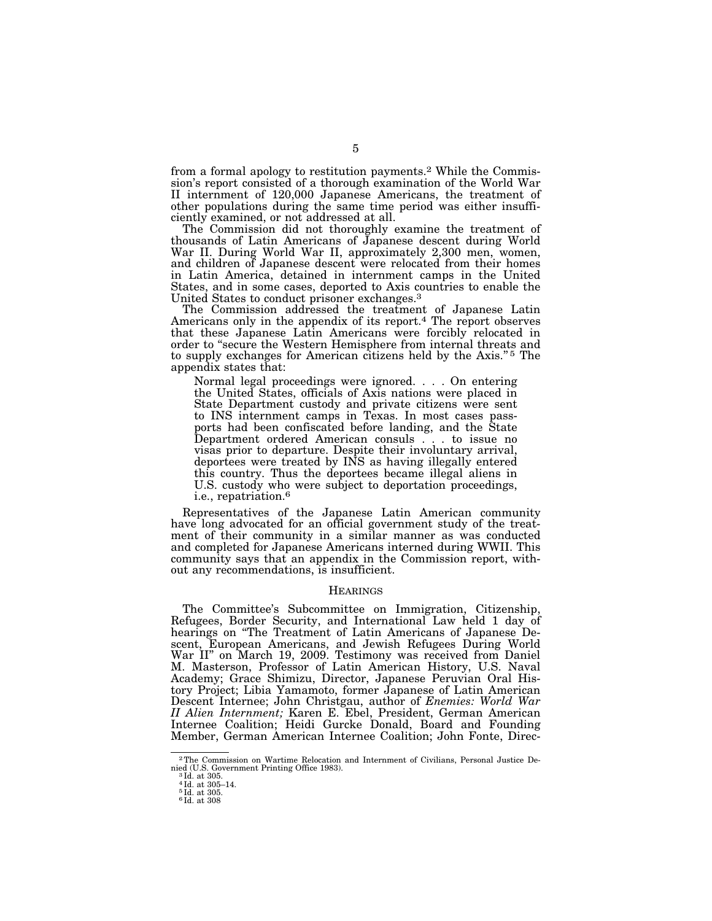from a formal apology to restitution payments.[2] While the Commission's report consisted of a thorough examination of the World War II internment of 120,000 Japanese Americans, the treatment of other populations during the same time period was either insufficiently examined, or not addressed at all.

The Commission did not thoroughly examine the treatment of thousands of Latin Americans of Japanese descent during World War II. During World War II, approximately 2,300 men, women, and children of Japanese descent were relocated from their homes in Latin America, detained in internment camps in the United States, and in some cases, deported to Axis countries to enable the United States to conduct prisoner exchanges.[3]

The Commission addressed the treatment of Japanese Latin Americans only in the appendix of its report.[4] The report observes that these Japanese Latin Americans were forcibly relocated in order to "secure the Western Hemisphere from internal threats and to supply exchanges for American citizens held by the Axis."[5] The appendix states that:

> Normal legal proceedings were ignored. . . . On entering the United States, officials of Axis nations were placed in State Department custody and private citizens were sent to INS internment camps in Texas. In most cases passports had been confiscated before landing, and the State Department ordered American consuls . . . to issue no visas prior to departure. Despite their involuntary arrival, deportees were treated by INS as having illegally entered this country. Thus the deportees became illegal aliens in U.S. custody who were subject to deportation proceedings, i.e., repatriation.[6]

Representatives of the Japanese Latin American community have long advocated for an official government study of the treatment of their community in a similar manner as was conducted and completed for Japanese Americans interned during WWII. This community says that an appendix in the Commission report, without any recommendations, is insufficient.

## HEARINGS

The Committee's Subcommittee on Immigration, Citizenship, Refugees, Border Security, and International Law held 1 day of hearings on "The Treatment of Latin Americans of Japanese Descent, European Americans, and Jewish Refugees During World War II" on March 19, 2009. Testimony was received from Daniel M. Masterson, Professor of Latin American History, U.S. Naval Academy; Grace Shimizu, Director, Japanese Peruvian Oral History Project; Libia Yamamoto, former Japanese of Latin American Descent Internee; John Christgau, author of *Enemies: World War II Alien Internment;* Karen E. Ebel, President, German American Internee Coalition; Heidi Gurcke Donald, Board and Founding Member, German American Internee Coalition; John Fonte, Direc-

---

[2] The Commission on Wartime Relocation and Internment of Civilians, Personal Justice Denied (U.S. Government Printing Office 1983).
[3] Id. at 305.
[4] Id. at 305–14.
[5] Id. at 305.
[6] Id. at 308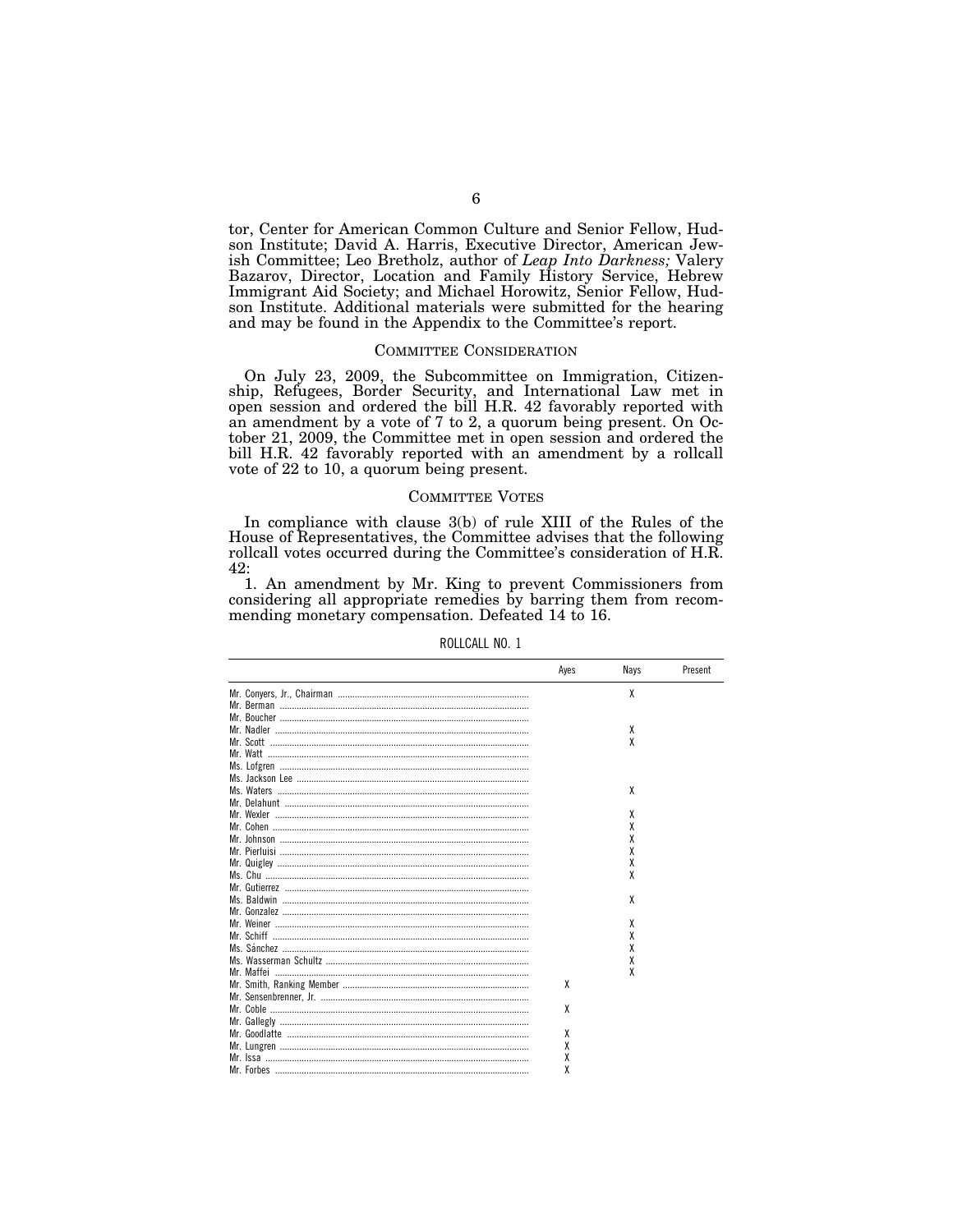tor, Center for American Common Culture and Senior Fellow, Hudson Institute; David A. Harris, Executive Director, American Jewish Committee; Leo Bretholz, author of *Leap Into Darkness;* Valery Bazarov, Director, Location and Family History Service, Hebrew Immigrant Aid Society; and Michael Horowitz, Senior Fellow, Hudson Institute. Additional materials were submitted for the hearing and may be found in the Appendix to the Committee's report.

## COMMITTEE CONSIDERATION

On July 23, 2009, the Subcommittee on Immigration, Citizenship, Refugees, Border Security, and International Law met in open session and ordered the bill H.R. 42 favorably reported with an amendment by a vote of 7 to 2, a quorum being present. On October 21, 2009, the Committee met in open session and ordered the bill H.R. 42 favorably reported with an amendment by a rollcall vote of 22 to 10, a quorum being present.

## COMMITTEE VOTES

In compliance with clause 3(b) of rule XIII of the Rules of the House of Representatives, the Committee advises that the following rollcall votes occurred during the Committee's consideration of H.R. 42:

1. An amendment by Mr. King to prevent Commissioners from considering all appropriate remedies by barring them from recommending monetary compensation. Defeated 14 to 16.

ROLLCALL NO. 1

| | Ayes | Nays | Present |
|---|---|---|---|
| Mr. Conyers, Jr., Chairman | | X | |
| Mr. Berman | | | |
| Mr. Boucher | | | |
| Mr. Nadler | | X | |
| Mr. Scott | | X | |
| Mr. Watt | | | |
| Ms. Lofgren | | | |
| Ms. Jackson Lee | | | |
| Ms. Waters | | X | |
| Mr. Delahunt | | | |
| Mr. Wexler | | X | |
| Mr. Cohen | | X | |
| Mr. Johnson | | X | |
| Mr. Pierluisi | | X | |
| Mr. Quigley | | X | |
| Ms. Chu | | X | |
| Mr. Gutierrez | | | |
| Ms. Baldwin | | X | |
| Mr. Gonzalez | | | |
| Mr. Weiner | | X | |
| Mr. Schiff | | X | |
| Ms. Sánchez | | X | |
| Ms. Wasserman Schultz | | X | |
| Mr. Maffei | | X | |
| Mr. Smith, Ranking Member | X | | |
| Mr. Sensenbrenner, Jr. | | | |
| Mr. Coble | X | | |
| Mr. Gallegly | | | |
| Mr. Goodlatte | X | | |
| Mr. Lungren | X | | |
| Mr. Issa | X | | |
| Mr. Forbes | X | | |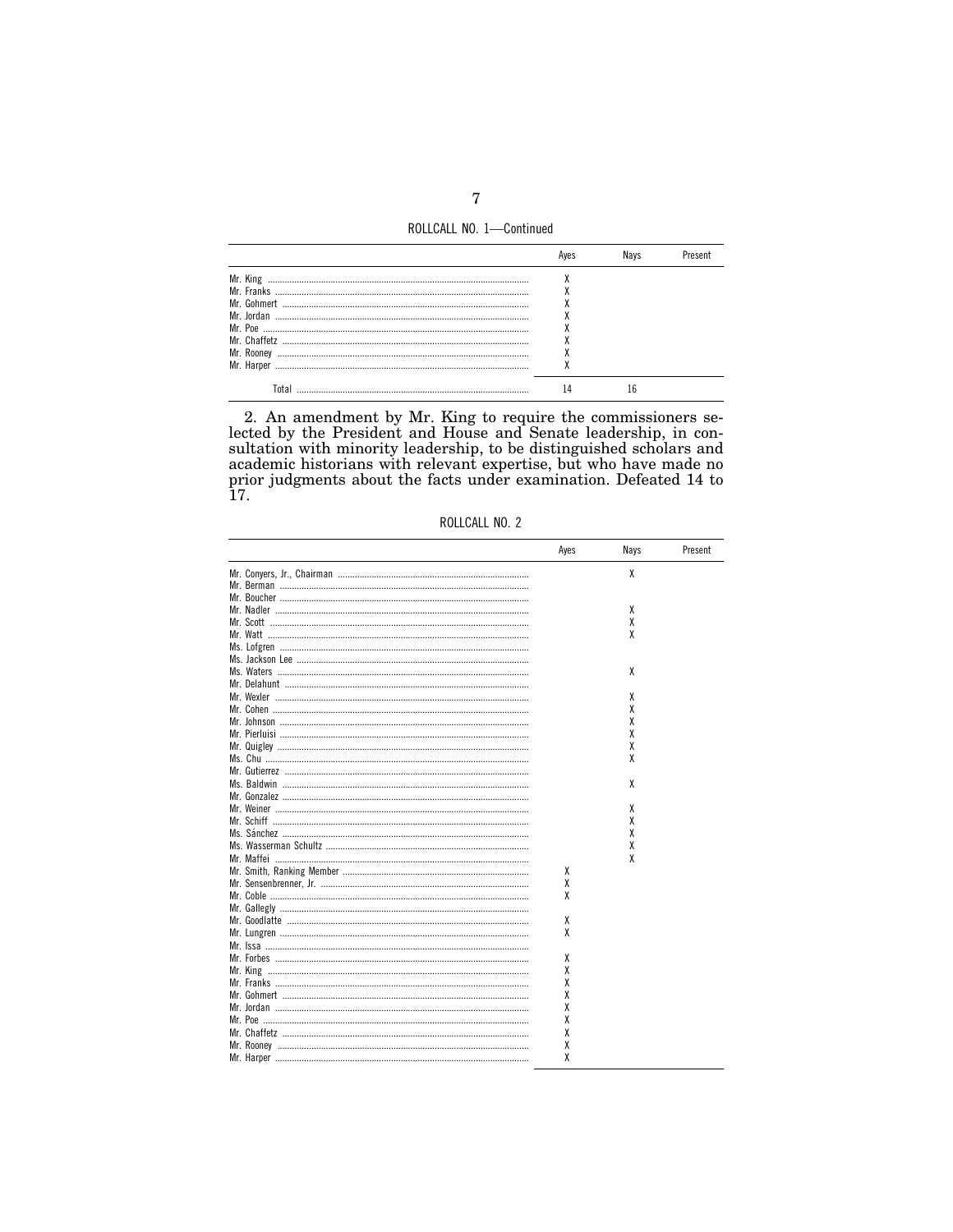ROLLCALL NO. 1—Continued

| | Ayes | Nays | Present |
|---|---|---|---|
| Mr. King | X | | |
| Mr. Franks | X | | |
| Mr. Gohmert | X | | |
| Mr. Jordan | X | | |
| Mr. Poe | X | | |
| Mr. Chaffetz | X | | |
| Mr. Rooney | X | | |
| Mr. Harper | X | | |
| Total | 14 | 16 | |

2. An amendment by Mr. King to require the commissioners selected by the President and House and Senate leadership, in consultation with minority leadership, to be distinguished scholars and academic historians with relevant expertise, but who have made no prior judgments about the facts under examination. Defeated 14 to 17.

ROLLCALL NO. 2

| | Ayes | Nays | Present |
|---|---|---|---|
| Mr. Conyers, Jr., Chairman | | X | |
| Mr. Berman | | | |
| Mr. Boucher | | | |
| Mr. Nadler | | X | |
| Mr. Scott | | X | |
| Mr. Watt | | X | |
| Ms. Lofgren | | | |
| Ms. Jackson Lee | | | |
| Ms. Waters | | X | |
| Mr. Delahunt | | | |
| Mr. Wexler | | X | |
| Mr. Cohen | | X | |
| Mr. Johnson | | X | |
| Mr. Pierluisi | | X | |
| Mr. Quigley | | X | |
| Ms. Chu | | X | |
| Mr. Gutierrez | | | |
| Ms. Baldwin | | X | |
| Mr. Gonzalez | | | |
| Mr. Weiner | | X | |
| Mr. Schiff | | X | |
| Ms. Sánchez | | X | |
| Ms. Wasserman Schultz | | X | |
| Mr. Maffei | | X | |
| Mr. Smith, Ranking Member | X | | |
| Mr. Sensenbrenner, Jr. | X | | |
| Mr. Coble | X | | |
| Mr. Gallegly | | | |
| Mr. Goodlatte | X | | |
| Mr. Lungren | X | | |
| Mr. Issa | | | |
| Mr. Forbes | X | | |
| Mr. King | X | | |
| Mr. Franks | X | | |
| Mr. Gohmert | X | | |
| Mr. Jordan | X | | |
| Mr. Poe | X | | |
| Mr. Chaffetz | X | | |
| Mr. Rooney | X | | |
| Mr. Harper | X | | |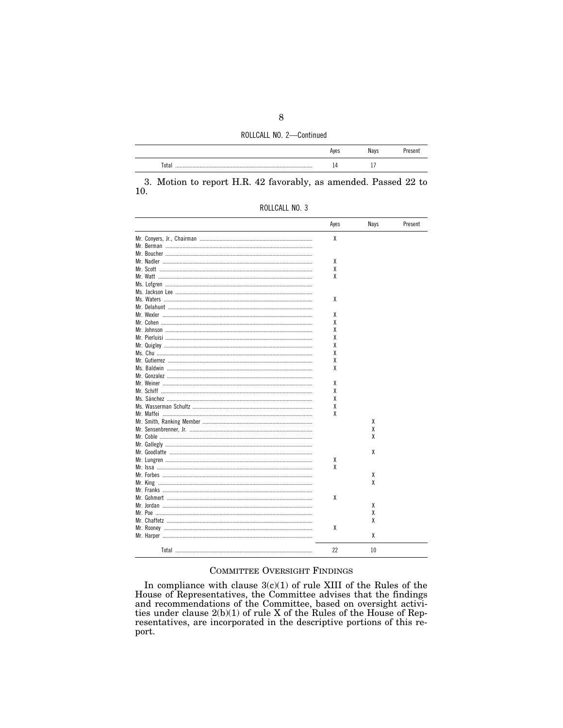ROLLCALL NO. 2—Continued

| | Ayes | Nays | Present |
|---|---|---|---|
| Total | 14 | 17 | |

3. Motion to report H.R. 42 favorably, as amended. Passed 22 to 10.

ROLLCALL NO. 3

| | Ayes | Nays | Present |
|---|---|---|---|
| Mr. Conyers, Jr., Chairman | X | | |
| Mr. Berman | | | |
| Mr. Boucher | | | |
| Mr. Nadler | X | | |
| Mr. Scott | X | | |
| Mr. Watt | X | | |
| Ms. Lofgren | | | |
| Ms. Jackson Lee | | | |
| Ms. Waters | X | | |
| Mr. Delahunt | | | |
| Mr. Wexler | X | | |
| Mr. Cohen | X | | |
| Mr. Johnson | X | | |
| Mr. Pierluisi | X | | |
| Mr. Quigley | X | | |
| Ms. Chu | X | | |
| Mr. Gutierrez | X | | |
| Ms. Baldwin | X | | |
| Mr. Gonzalez | | | |
| Mr. Weiner | X | | |
| Mr. Schiff | X | | |
| Ms. Sánchez | X | | |
| Ms. Wasserman Schultz | X | | |
| Mr. Maffei | X | | |
| Mr. Smith, Ranking Member | | X | |
| Mr. Sensenbrenner, Jr. | | X | |
| Mr. Coble | | X | |
| Mr. Gallegly | | | |
| Mr. Goodlatte | | X | |
| Mr. Lungren | X | | |
| Mr. Issa | X | | |
| Mr. Forbes | | X | |
| Mr. King | | X | |
| Mr. Franks | | | |
| Mr. Gohmert | X | | |
| Mr. Jordan | | X | |
| Mr. Poe | | X | |
| Mr. Chaffetz | | X | |
| Mr. Rooney | X | | |
| Mr. Harper | | X | |
| Total | 22 | 10 | |

## Committee Oversight Findings

In compliance with clause 3(c)(1) of rule XIII of the Rules of the House of Representatives, the Committee advises that the findings and recommendations of the Committee, based on oversight activities under clause 2(b)(1) of rule X of the Rules of the House of Representatives, are incorporated in the descriptive portions of this report.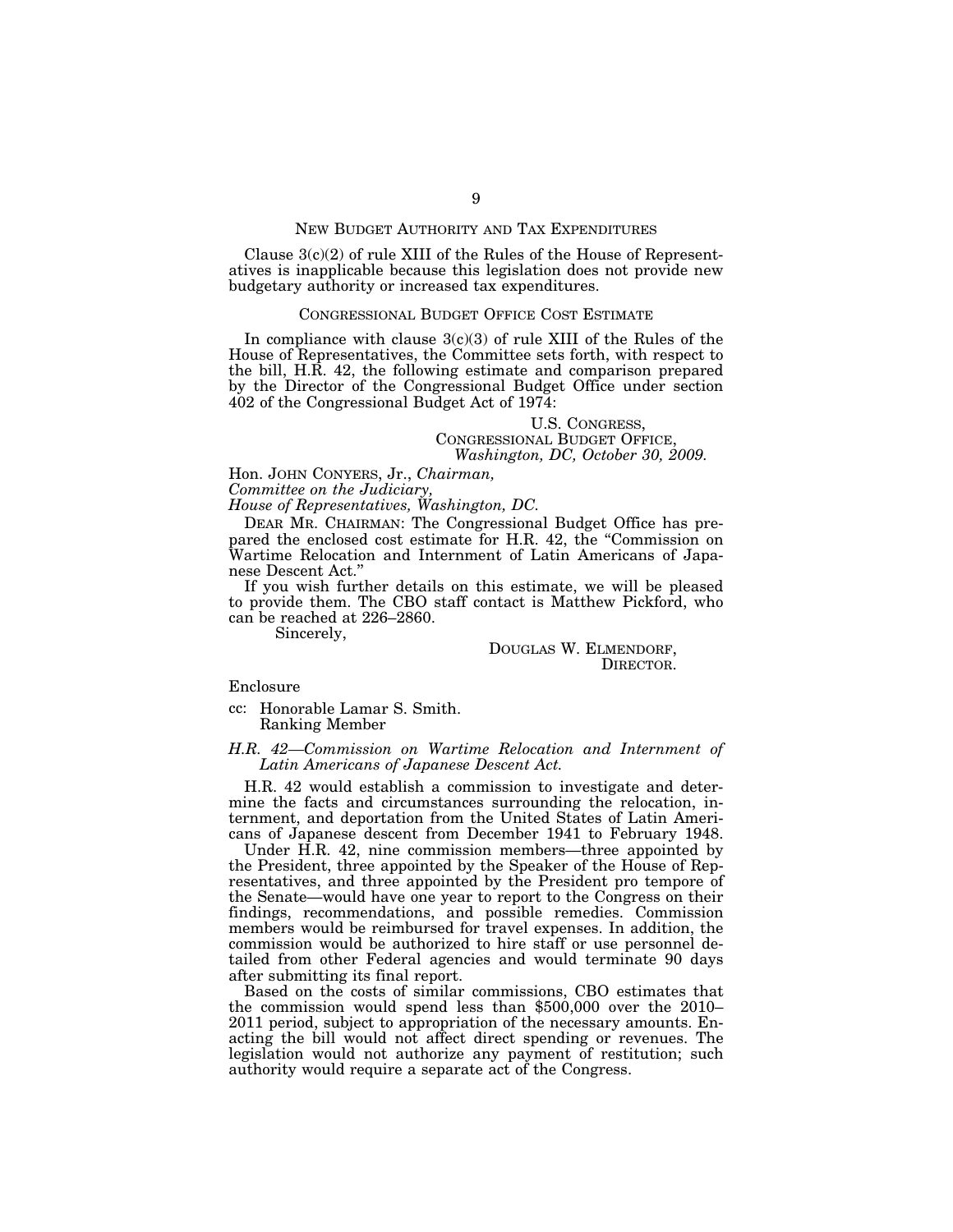## New Budget Authority and Tax Expenditures

Clause 3(c)(2) of rule XIII of the Rules of the House of Representatives is inapplicable because this legislation does not provide new budgetary authority or increased tax expenditures.

## Congressional Budget Office Cost Estimate

In compliance with clause 3(c)(3) of rule XIII of the Rules of the House of Representatives, the Committee sets forth, with respect to the bill, H.R. 42, the following estimate and comparison prepared by the Director of the Congressional Budget Office under section 402 of the Congressional Budget Act of 1974:

U.S. Congress,
Congressional Budget Office,
*Washington, DC, October 30, 2009.*

Hon. John Conyers, Jr., *Chairman,*
*Committee on the Judiciary,*
*House of Representatives, Washington, DC.*

Dear Mr. Chairman: The Congressional Budget Office has prepared the enclosed cost estimate for H.R. 42, the "Commission on Wartime Relocation and Internment of Latin Americans of Japanese Descent Act."

If you wish further details on this estimate, we will be pleased to provide them. The CBO staff contact is Matthew Pickford, who can be reached at 226–2860.

Sincerely,

Douglas W. Elmendorf,
Director.

Enclosure

cc: Honorable Lamar S. Smith.
Ranking Member

*H.R. 42—Commission on Wartime Relocation and Internment of Latin Americans of Japanese Descent Act.*

H.R. 42 would establish a commission to investigate and determine the facts and circumstances surrounding the relocation, internment, and deportation from the United States of Latin Americans of Japanese descent from December 1941 to February 1948.

Under H.R. 42, nine commission members—three appointed by the President, three appointed by the Speaker of the House of Representatives, and three appointed by the President pro tempore of the Senate—would have one year to report to the Congress on their findings, recommendations, and possible remedies. Commission members would be reimbursed for travel expenses. In addition, the commission would be authorized to hire staff or use personnel detailed from other Federal agencies and would terminate 90 days after submitting its final report.

Based on the costs of similar commissions, CBO estimates that the commission would spend less than $500,000 over the 2010–2011 period, subject to appropriation of the necessary amounts. Enacting the bill would not affect direct spending or revenues. The legislation would not authorize any payment of restitution; such authority would require a separate act of the Congress.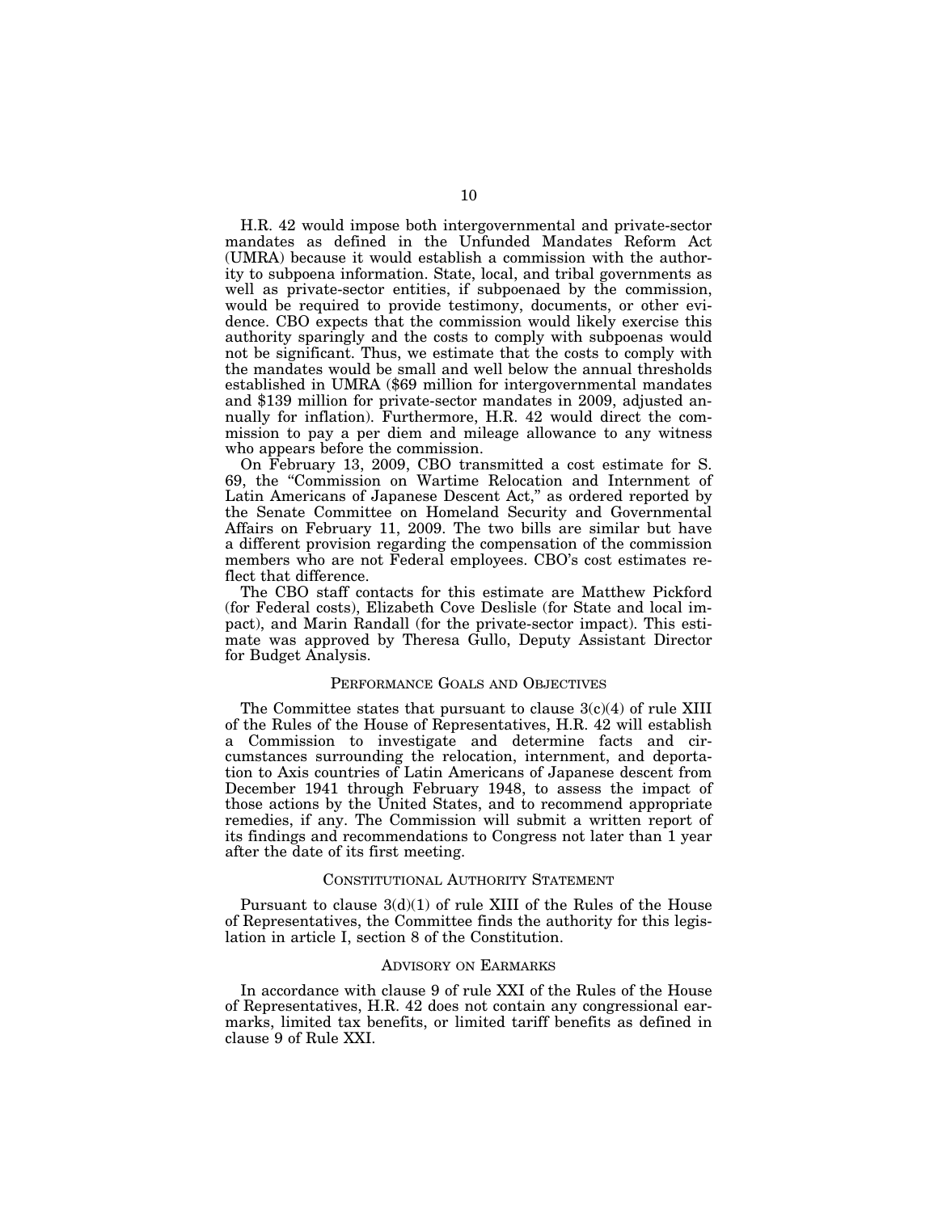H.R. 42 would impose both intergovernmental and private-sector mandates as defined in the Unfunded Mandates Reform Act (UMRA) because it would establish a commission with the authority to subpoena information. State, local, and tribal governments as well as private-sector entities, if subpoenaed by the commission, would be required to provide testimony, documents, or other evidence. CBO expects that the commission would likely exercise this authority sparingly and the costs to comply with subpoenas would not be significant. Thus, we estimate that the costs to comply with the mandates would be small and well below the annual thresholds established in UMRA ($69 million for intergovernmental mandates and $139 million for private-sector mandates in 2009, adjusted annually for inflation). Furthermore, H.R. 42 would direct the commission to pay a per diem and mileage allowance to any witness who appears before the commission.

On February 13, 2009, CBO transmitted a cost estimate for S. 69, the "Commission on Wartime Relocation and Internment of Latin Americans of Japanese Descent Act," as ordered reported by the Senate Committee on Homeland Security and Governmental Affairs on February 11, 2009. The two bills are similar but have a different provision regarding the compensation of the commission members who are not Federal employees. CBO's cost estimates reflect that difference.

The CBO staff contacts for this estimate are Matthew Pickford (for Federal costs), Elizabeth Cove Deslisle (for State and local impact), and Marin Randall (for the private-sector impact). This estimate was approved by Theresa Gullo, Deputy Assistant Director for Budget Analysis.

## PERFORMANCE GOALS AND OBJECTIVES

The Committee states that pursuant to clause 3(c)(4) of rule XIII of the Rules of the House of Representatives, H.R. 42 will establish a Commission to investigate and determine facts and circumstances surrounding the relocation, internment, and deportation to Axis countries of Latin Americans of Japanese descent from December 1941 through February 1948, to assess the impact of those actions by the United States, and to recommend appropriate remedies, if any. The Commission will submit a written report of its findings and recommendations to Congress not later than 1 year after the date of its first meeting.

## CONSTITUTIONAL AUTHORITY STATEMENT

Pursuant to clause 3(d)(1) of rule XIII of the Rules of the House of Representatives, the Committee finds the authority for this legislation in article I, section 8 of the Constitution.

## ADVISORY ON EARMARKS

In accordance with clause 9 of rule XXI of the Rules of the House of Representatives, H.R. 42 does not contain any congressional earmarks, limited tax benefits, or limited tariff benefits as defined in clause 9 of Rule XXI.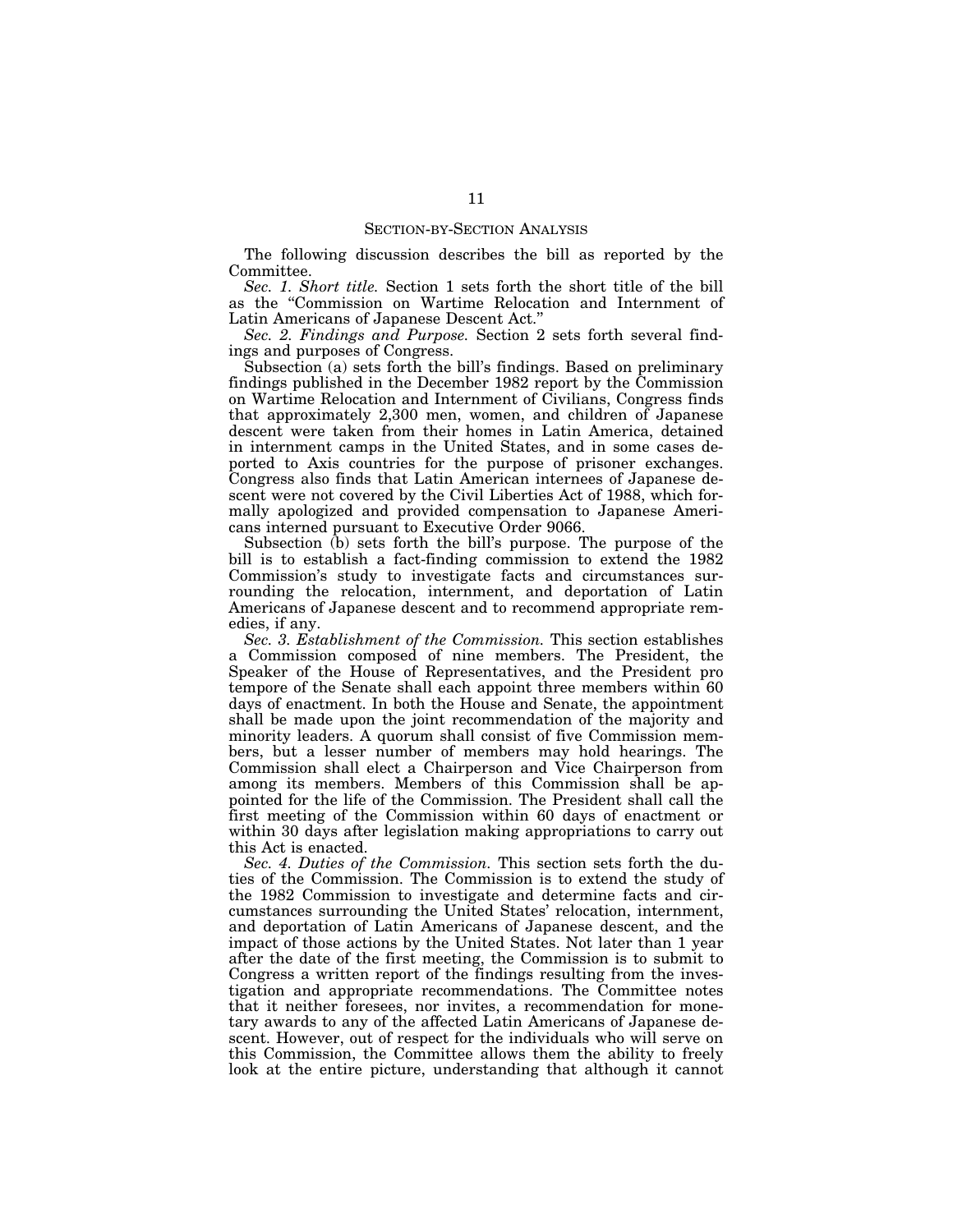## SECTION-BY-SECTION ANALYSIS

The following discussion describes the bill as reported by the Committee.

*Sec. 1. Short title.* Section 1 sets forth the short title of the bill as the "Commission on Wartime Relocation and Internment of Latin Americans of Japanese Descent Act."

*Sec. 2. Findings and Purpose.* Section 2 sets forth several findings and purposes of Congress.

Subsection (a) sets forth the bill's findings. Based on preliminary findings published in the December 1982 report by the Commission on Wartime Relocation and Internment of Civilians, Congress finds that approximately 2,300 men, women, and children of Japanese descent were taken from their homes in Latin America, detained in internment camps in the United States, and in some cases deported to Axis countries for the purpose of prisoner exchanges. Congress also finds that Latin American internees of Japanese descent were not covered by the Civil Liberties Act of 1988, which formally apologized and provided compensation to Japanese Americans interned pursuant to Executive Order 9066.

Subsection (b) sets forth the bill's purpose. The purpose of the bill is to establish a fact-finding commission to extend the 1982 Commission's study to investigate facts and circumstances surrounding the relocation, internment, and deportation of Latin Americans of Japanese descent and to recommend appropriate remedies, if any.

*Sec. 3. Establishment of the Commission.* This section establishes a Commission composed of nine members. The President, the Speaker of the House of Representatives, and the President pro tempore of the Senate shall each appoint three members within 60 days of enactment. In both the House and Senate, the appointment shall be made upon the joint recommendation of the majority and minority leaders. A quorum shall consist of five Commission members, but a lesser number of members may hold hearings. The Commission shall elect a Chairperson and Vice Chairperson from among its members. Members of this Commission shall be appointed for the life of the Commission. The President shall call the first meeting of the Commission within 60 days of enactment or within 30 days after legislation making appropriations to carry out this Act is enacted.

*Sec. 4. Duties of the Commission.* This section sets forth the duties of the Commission. The Commission is to extend the study of the 1982 Commission to investigate and determine facts and circumstances surrounding the United States' relocation, internment, and deportation of Latin Americans of Japanese descent, and the impact of those actions by the United States. Not later than 1 year after the date of the first meeting, the Commission is to submit to Congress a written report of the findings resulting from the investigation and appropriate recommendations. The Committee notes that it neither foresees, nor invites, a recommendation for monetary awards to any of the affected Latin Americans of Japanese descent. However, out of respect for the individuals who will serve on this Commission, the Committee allows them the ability to freely look at the entire picture, understanding that although it cannot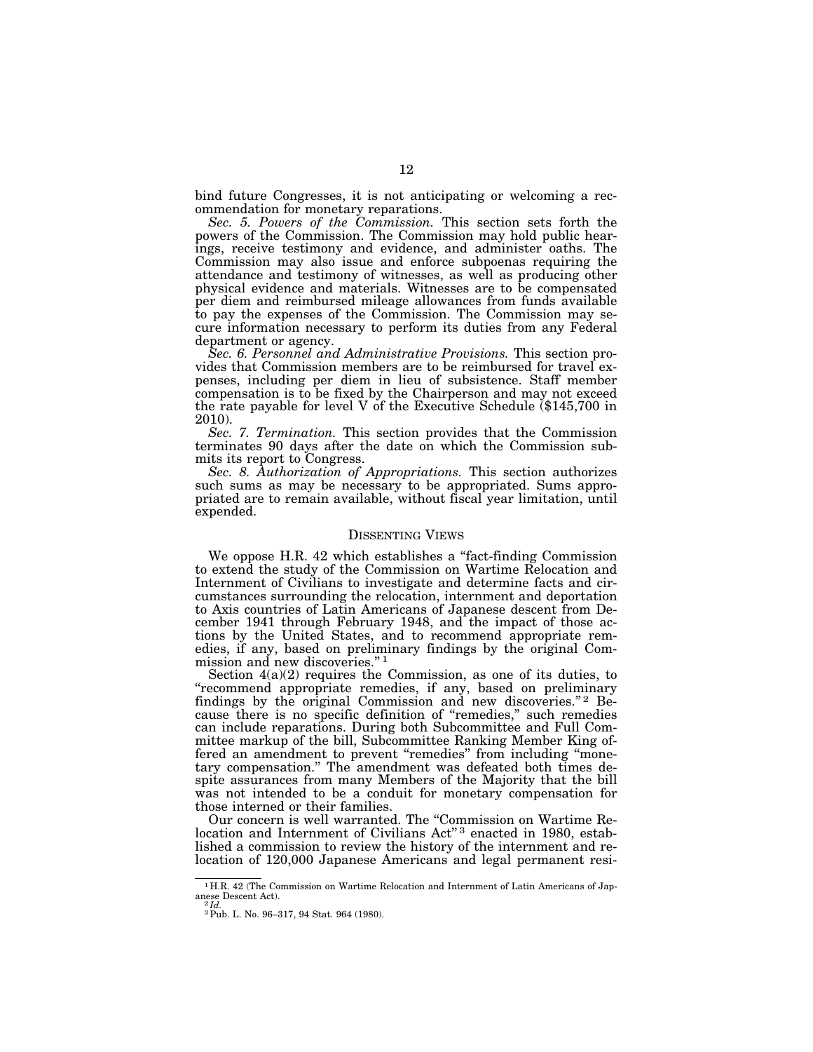bind future Congresses, it is not anticipating or welcoming a recommendation for monetary reparations.

*Sec. 5. Powers of the Commission.* This section sets forth the powers of the Commission. The Commission may hold public hearings, receive testimony and evidence, and administer oaths. The Commission may also issue and enforce subpoenas requiring the attendance and testimony of witnesses, as well as producing other physical evidence and materials. Witnesses are to be compensated per diem and reimbursed mileage allowances from funds available to pay the expenses of the Commission. The Commission may secure information necessary to perform its duties from any Federal department or agency.

*Sec. 6. Personnel and Administrative Provisions.* This section provides that Commission members are to be reimbursed for travel expenses, including per diem in lieu of subsistence. Staff member compensation is to be fixed by the Chairperson and may not exceed the rate payable for level V of the Executive Schedule ($145,700 in 2010).

*Sec. 7. Termination.* This section provides that the Commission terminates 90 days after the date on which the Commission submits its report to Congress.

*Sec. 8. Authorization of Appropriations.* This section authorizes such sums as may be necessary to be appropriated. Sums appropriated are to remain available, without fiscal year limitation, until expended.

## DISSENTING VIEWS

We oppose H.R. 42 which establishes a "fact-finding Commission to extend the study of the Commission on Wartime Relocation and Internment of Civilians to investigate and determine facts and circumstances surrounding the relocation, internment and deportation to Axis countries of Latin Americans of Japanese descent from December 1941 through February 1948, and the impact of those actions by the United States, and to recommend appropriate remedies, if any, based on preliminary findings by the original Commission and new discoveries."[1]

Section 4(a)(2) requires the Commission, as one of its duties, to "recommend appropriate remedies, if any, based on preliminary findings by the original Commission and new discoveries."[2] Because there is no specific definition of "remedies," such remedies can include reparations. During both Subcommittee and Full Committee markup of the bill, Subcommittee Ranking Member King offered an amendment to prevent "remedies" from including "monetary compensation." The amendment was defeated both times despite assurances from many Members of the Majority that the bill was not intended to be a conduit for monetary compensation for those interned or their families.

Our concern is well warranted. The "Commission on Wartime Relocation and Internment of Civilians Act"[3] enacted in 1980, established a commission to review the history of the internment and relocation of 120,000 Japanese Americans and legal permanent resi-

---

[1] H.R. 42 (The Commission on Wartime Relocation and Internment of Latin Americans of Japanese Descent Act).

[2] *Id.*

[3] Pub. L. No. 96–317, 94 Stat. 964 (1980).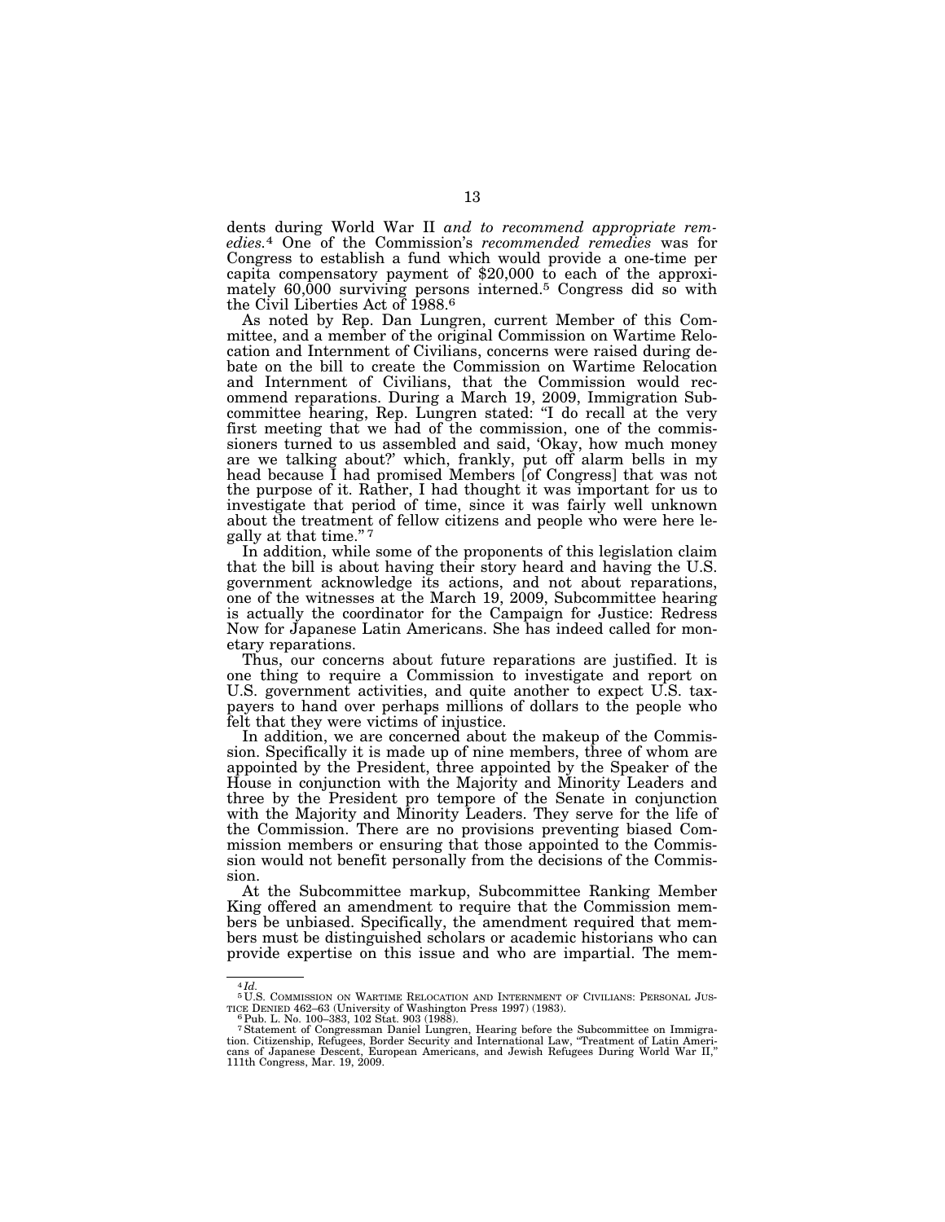dents during World War II *and to recommend appropriate remedies.*[4] One of the Commission's *recommended remedies* was for Congress to establish a fund which would provide a one-time per capita compensatory payment of $20,000 to each of the approximately 60,000 surviving persons interned.[5] Congress did so with the Civil Liberties Act of 1988.[6]

As noted by Rep. Dan Lungren, current Member of this Committee, and a member of the original Commission on Wartime Relocation and Internment of Civilians, concerns were raised during debate on the bill to create the Commission on Wartime Relocation and Internment of Civilians, that the Commission would recommend reparations. During a March 19, 2009, Immigration Subcommittee hearing, Rep. Lungren stated: "I do recall at the very first meeting that we had of the commission, one of the commissioners turned to us assembled and said, 'Okay, how much money are we talking about?' which, frankly, put off alarm bells in my head because I had promised Members [of Congress] that was not the purpose of it. Rather, I had thought it was important for us to investigate that period of time, since it was fairly well unknown about the treatment of fellow citizens and people who were here legally at that time."[7]

In addition, while some of the proponents of this legislation claim that the bill is about having their story heard and having the U.S. government acknowledge its actions, and not about reparations, one of the witnesses at the March 19, 2009, Subcommittee hearing is actually the coordinator for the Campaign for Justice: Redress Now for Japanese Latin Americans. She has indeed called for monetary reparations.

Thus, our concerns about future reparations are justified. It is one thing to require a Commission to investigate and report on U.S. government activities, and quite another to expect U.S. taxpayers to hand over perhaps millions of dollars to the people who felt that they were victims of injustice.

In addition, we are concerned about the makeup of the Commission. Specifically it is made up of nine members, three of whom are appointed by the President, three appointed by the Speaker of the House in conjunction with the Majority and Minority Leaders and three by the President pro tempore of the Senate in conjunction with the Majority and Minority Leaders. They serve for the life of the Commission. There are no provisions preventing biased Commission members or ensuring that those appointed to the Commission would not benefit personally from the decisions of the Commission.

At the Subcommittee markup, Subcommittee Ranking Member King offered an amendment to require that the Commission members be unbiased. Specifically, the amendment required that members must be distinguished scholars or academic historians who can provide expertise on this issue and who are impartial. The mem-

---

[4] *Id.*

[5] U.S. COMMISSION ON WARTIME RELOCATION AND INTERNMENT OF CIVILIANS: PERSONAL JUSTICE DENIED 462–63 (University of Washington Press 1997) (1983).

[6] Pub. L. No. 100–383, 102 Stat. 903 (1988).

[7] Statement of Congressman Daniel Lungren, Hearing before the Subcommittee on Immigration. Citizenship, Refugees, Border Security and International Law, "Treatment of Latin Americans of Japanese Descent, European Americans, and Jewish Refugees During World War II," 111th Congress, Mar. 19, 2009.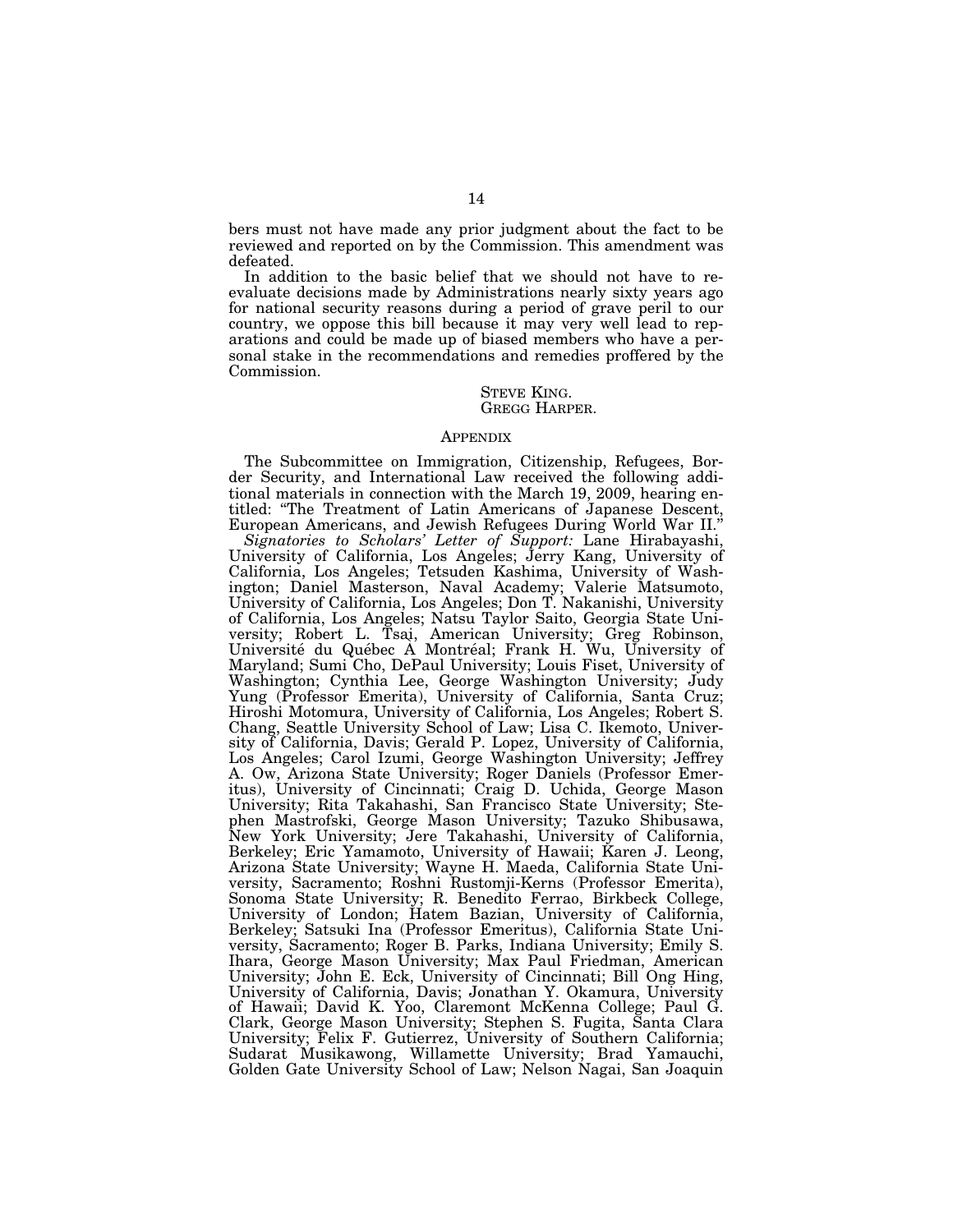bers must not have made any prior judgment about the fact to be reviewed and reported on by the Commission. This amendment was defeated.

In addition to the basic belief that we should not have to re-evaluate decisions made by Administrations nearly sixty years ago for national security reasons during a period of grave peril to our country, we oppose this bill because it may very well lead to reparations and could be made up of biased members who have a personal stake in the recommendations and remedies proffered by the Commission.

STEVE KING.
GREGG HARPER.

## APPENDIX

The Subcommittee on Immigration, Citizenship, Refugees, Border Security, and International Law received the following additional materials in connection with the March 19, 2009, hearing entitled: "The Treatment of Latin Americans of Japanese Descent, European Americans, and Jewish Refugees During World War II."

*Signatories to Scholars' Letter of Support:* Lane Hirabayashi, University of California, Los Angeles; Jerry Kang, University of California, Los Angeles; Tetsuden Kashima, University of Washington; Daniel Masterson, Naval Academy; Valerie Matsumoto, University of California, Los Angeles; Don T. Nakanishi, University of California, Los Angeles; Natsu Taylor Saito, Georgia State University; Robert L. Tsai, American University; Greg Robinson, Université du Québec À Montréal; Frank H. Wu, University of Maryland; Sumi Cho, DePaul University; Louis Fiset, University of Washington; Cynthia Lee, George Washington University; Judy Yung (Professor Emerita), University of California, Santa Cruz; Hiroshi Motomura, University of California, Los Angeles; Robert S. Chang, Seattle University School of Law; Lisa C. Ikemoto, University of California, Davis; Gerald P. Lopez, University of California, Los Angeles; Carol Izumi, George Washington University; Jeffrey A. Ow, Arizona State University; Roger Daniels (Professor Emeritus), University of Cincinnati; Craig D. Uchida, George Mason University; Rita Takahashi, San Francisco State University; Stephen Mastrofski, George Mason University; Tazuko Shibusawa, New York University; Jere Takahashi, University of California, Berkeley; Eric Yamamoto, University of Hawaii; Karen J. Leong, Arizona State University; Wayne H. Maeda, California State University, Sacramento; Roshni Rustomji-Kerns (Professor Emerita), Sonoma State University; R. Benedito Ferrao, Birkbeck College, University of London; Hatem Bazian, University of California, Berkeley; Satsuki Ina (Professor Emeritus), California State University, Sacramento; Roger B. Parks, Indiana University; Emily S. Ihara, George Mason University; Max Paul Friedman, American University; John E. Eck, University of Cincinnati; Bill Ong Hing, University of California, Davis; Jonathan Y. Okamura, University of Hawaii; David K. Yoo, Claremont McKenna College; Paul G. Clark, George Mason University; Stephen S. Fugita, Santa Clara University; Felix F. Gutierrez, University of Southern California; Sudarat Musikawong, Willamette University; Brad Yamauchi, Golden Gate University School of Law; Nelson Nagai, San Joaquin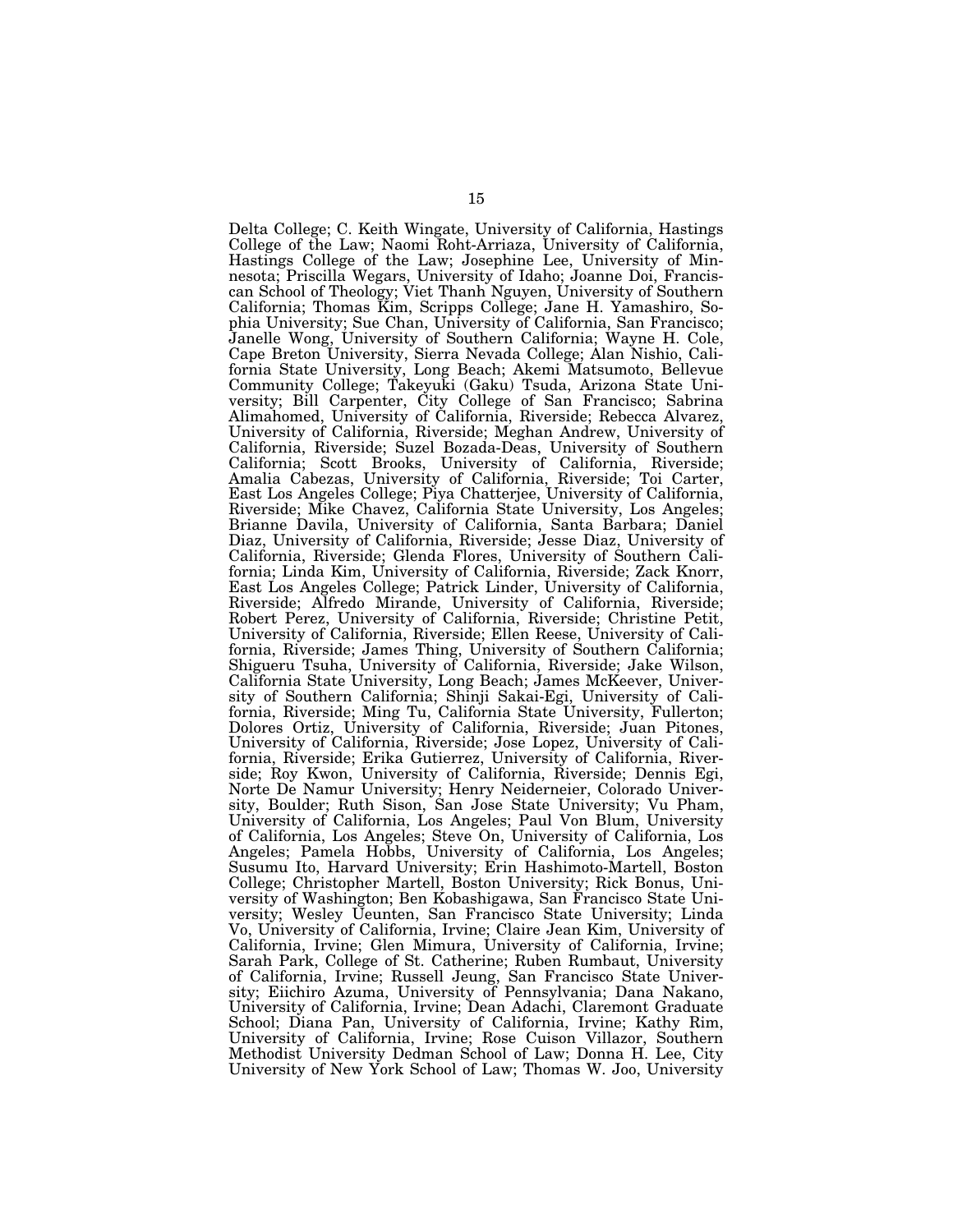Delta College; C. Keith Wingate, University of California, Hastings College of the Law; Naomi Roht-Arriaza, University of California, Hastings College of the Law; Josephine Lee, University of Minnesota; Priscilla Wegars, University of Idaho; Joanne Doi, Franciscan School of Theology; Viet Thanh Nguyen, University of Southern California; Thomas Kim, Scripps College; Jane H. Yamashiro, Sophia University; Sue Chan, University of California, San Francisco; Janelle Wong, University of Southern California; Wayne H. Cole, Cape Breton University, Sierra Nevada College; Alan Nishio, California State University, Long Beach; Akemi Matsumoto, Bellevue Community College; Takeyuki (Gaku) Tsuda, Arizona State University; Bill Carpenter, City College of San Francisco; Sabrina Alimahomed, University of California, Riverside; Rebecca Alvarez, University of California, Riverside; Meghan Andrew, University of California, Riverside; Suzel Bozada-Deas, University of Southern California; Scott Brooks, University of California, Riverside; Amalia Cabezas, University of California, Riverside; Toi Carter, East Los Angeles College; Piya Chatterjee, University of California, Riverside; Mike Chavez, California State University, Los Angeles; Brianne Davila, University of California, Santa Barbara; Daniel Diaz, University of California, Riverside; Jesse Diaz, University of California, Riverside; Glenda Flores, University of Southern California; Linda Kim, University of California, Riverside; Zack Knorr, East Los Angeles College; Patrick Linder, University of California, Riverside; Alfredo Mirande, University of California, Riverside; Robert Perez, University of California, Riverside; Christine Petit, University of California, Riverside; Ellen Reese, University of California, Riverside; James Thing, University of Southern California; Shigueru Tsuha, University of California, Riverside; Jake Wilson, California State University, Long Beach; James McKeever, University of Southern California; Shinji Sakai-Egi, University of California, Riverside; Ming Tu, California State University, Fullerton; Dolores Ortiz, University of California, Riverside; Juan Pitones, University of California, Riverside; Jose Lopez, University of California, Riverside; Erika Gutierrez, University of California, Riverside; Roy Kwon, University of California, Riverside; Dennis Egi, Norte De Namur University; Henry Neiderneier, Colorado University, Boulder; Ruth Sison, San Jose State University; Vu Pham, University of California, Los Angeles; Paul Von Blum, University of California, Los Angeles; Steve On, University of California, Los Angeles; Pamela Hobbs, University of California, Los Angeles; Susumu Ito, Harvard University; Erin Hashimoto-Martell, Boston College; Christopher Martell, Boston University; Rick Bonus, University of Washington; Ben Kobashigawa, San Francisco State University; Wesley Ueunten, San Francisco State University; Linda Vo, University of California, Irvine; Claire Jean Kim, University of California, Irvine; Glen Mimura, University of California, Irvine; Sarah Park, College of St. Catherine; Ruben Rumbaut, University of California, Irvine; Russell Jeung, San Francisco State University; Eiichiro Azuma, University of Pennsylvania; Dana Nakano, University of California, Irvine; Dean Adachi, Claremont Graduate School; Diana Pan, University of California, Irvine; Kathy Rim, University of California, Irvine; Rose Cuison Villazor, Southern Methodist University Dedman School of Law; Donna H. Lee, City University of New York School of Law; Thomas W. Joo, University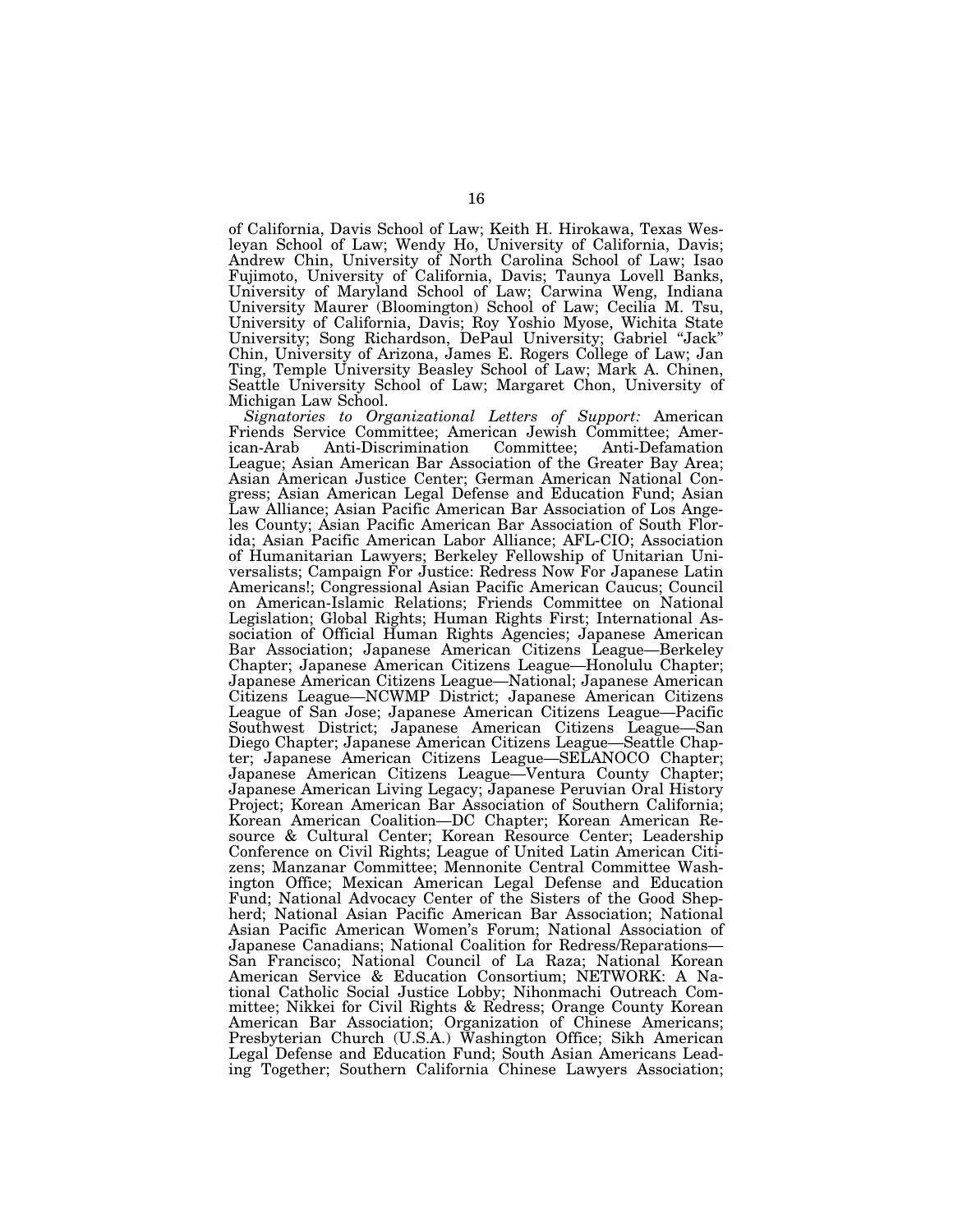of California, Davis School of Law; Keith H. Hirokawa, Texas Wesleyan School of Law; Wendy Ho, University of California, Davis; Andrew Chin, University of North Carolina School of Law; Isao Fujimoto, University of California, Davis; Taunya Lovell Banks, University of Maryland School of Law; Carwina Weng, Indiana University Maurer (Bloomington) School of Law; Cecilia M. Tsu, University of California, Davis; Roy Yoshio Myose, Wichita State University; Song Richardson, DePaul University; Gabriel "Jack" Chin, University of Arizona, James E. Rogers College of Law; Jan Ting, Temple University Beasley School of Law; Mark A. Chinen, Seattle University School of Law; Margaret Chon, University of Michigan Law School.

*Signatories to Organizational Letters of Support:* American Friends Service Committee; American Jewish Committee; American-Arab Anti-Discrimination Committee; Anti-Defamation League; Asian American Bar Association of the Greater Bay Area; Asian American Justice Center; German American National Congress; Asian American Legal Defense and Education Fund; Asian Law Alliance; Asian Pacific American Bar Association of Los Angeles County; Asian Pacific American Bar Association of South Florida; Asian Pacific American Labor Alliance; AFL-CIO; Association of Humanitarian Lawyers; Berkeley Fellowship of Unitarian Universalists; Campaign For Justice: Redress Now For Japanese Latin Americans!; Congressional Asian Pacific American Caucus; Council on American-Islamic Relations; Friends Committee on National Legislation; Global Rights; Human Rights First; International Association of Official Human Rights Agencies; Japanese American Bar Association; Japanese American Citizens League—Berkeley Chapter; Japanese American Citizens League—Honolulu Chapter; Japanese American Citizens League—National; Japanese American Citizens League—NCWMP District; Japanese American Citizens League of San Jose; Japanese American Citizens League—Pacific Southwest District; Japanese American Citizens League—San Diego Chapter; Japanese American Citizens League—Seattle Chapter; Japanese American Citizens League—SELANOCO Chapter; Japanese American Citizens League—Ventura County Chapter; Japanese American Living Legacy; Japanese Peruvian Oral History Project; Korean American Bar Association of Southern California; Korean American Coalition—DC Chapter; Korean American Resource & Cultural Center; Korean Resource Center; Leadership Conference on Civil Rights; League of United Latin American Citizens; Manzanar Committee; Mennonite Central Committee Washington Office; Mexican American Legal Defense and Education Fund; National Advocacy Center of the Sisters of the Good Shepherd; National Asian Pacific American Bar Association; National Asian Pacific American Women's Forum; National Association of Japanese Canadians; National Coalition for Redress/Reparations—San Francisco; National Council of La Raza; National Korean American Service & Education Consortium; NETWORK: A National Catholic Social Justice Lobby; Nihonmachi Outreach Committee; Nikkei for Civil Rights & Redress; Orange County Korean American Bar Association; Organization of Chinese Americans; Presbyterian Church (U.S.A.) Washington Office; Sikh American Legal Defense and Education Fund; South Asian Americans Leading Together; Southern California Chinese Lawyers Association;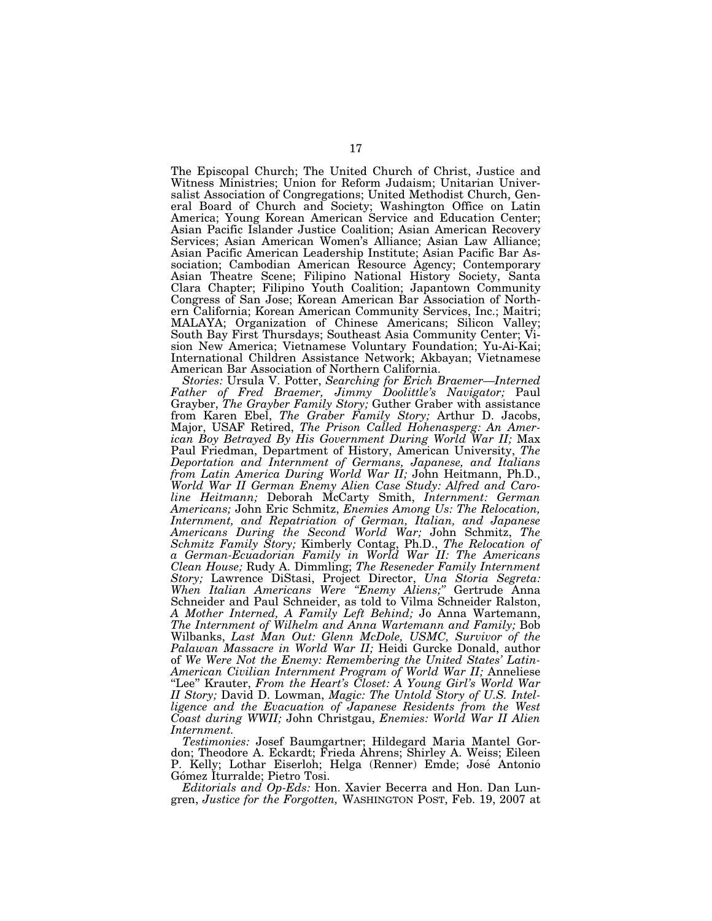The Episcopal Church; The United Church of Christ, Justice and Witness Ministries; Union for Reform Judaism; Unitarian Universalist Association of Congregations; United Methodist Church, General Board of Church and Society; Washington Office on Latin America; Young Korean American Service and Education Center; Asian Pacific Islander Justice Coalition; Asian American Recovery Services; Asian American Women's Alliance; Asian Law Alliance; Asian Pacific American Leadership Institute; Asian Pacific Bar Association; Cambodian American Resource Agency; Contemporary Asian Theatre Scene; Filipino National History Society, Santa Clara Chapter; Filipino Youth Coalition; Japantown Community Congress of San Jose; Korean American Bar Association of Northern California; Korean American Community Services, Inc.; Maitri; MALAYA; Organization of Chinese Americans; Silicon Valley; South Bay First Thursdays; Southeast Asia Community Center; Vision New America; Vietnamese Voluntary Foundation; Yu-Ai-Kai; International Children Assistance Network; Akbayan; Vietnamese American Bar Association of Northern California.

*Stories:* Ursula V. Potter, *Searching for Erich Braemer—Interned Father of Fred Braemer, Jimmy Doolittle's Navigator;* Paul Grayber, *The Grayber Family Story;* Guther Graber with assistance from Karen Ebel, *The Graber Family Story;* Arthur D. Jacobs, Major, USAF Retired, *The Prison Called Hohenasperg: An American Boy Betrayed By His Government During World War II;* Max Paul Friedman, Department of History, American University, *The Deportation and Internment of Germans, Japanese, and Italians from Latin America During World War II;* John Heitmann, Ph.D., *World War II German Enemy Alien Case Study: Alfred and Caroline Heitmann;* Deborah McCarty Smith, *Internment: German Americans;* John Eric Schmitz, *Enemies Among Us: The Relocation, Internment, and Repatriation of German, Italian, and Japanese Americans During the Second World War;* John Schmitz, *The Schmitz Family Story;* Kimberly Contag, Ph.D., *The Relocation of a German-Ecuadorian Family in World War II: The Americans Clean House;* Rudy A. Dimmling; *The Reseneder Family Internment Story;* Lawrence DiStasi, Project Director, *Una Storia Segreta: When Italian Americans Were "Enemy Aliens;"* Gertrude Anna Schneider and Paul Schneider, as told to Vilma Schneider Ralston, *A Mother Interned, A Family Left Behind;* Jo Anna Wartemann, *The Internment of Wilhelm and Anna Wartemann and Family;* Bob Wilbanks, *Last Man Out: Glenn McDole, USMC, Survivor of the Palawan Massacre in World War II;* Heidi Gurcke Donald, author of *We Were Not the Enemy: Remembering the United States' Latin-American Civilian Internment Program of World War II;* Anneliese "Lee" Krauter, *From the Heart's Closet: A Young Girl's World War II Story;* David D. Lowman, *Magic: The Untold Story of U.S. Intelligence and the Evacuation of Japanese Residents from the West Coast during WWII;* John Christgau, *Enemies: World War II Alien Internment.*

*Testimonies:* Josef Baumgartner; Hildegard Maria Mantel Gordon; Theodore A. Eckardt; Frieda Ahrens; Shirley A. Weiss; Eileen P. Kelly; Lothar Eiserloh; Helga (Renner) Emde; José Antonio Gómez Iturralde; Pietro Tosi.

*Editorials and Op-Eds:* Hon. Xavier Becerra and Hon. Dan Lungren, *Justice for the Forgotten,* WASHINGTON POST, Feb. 19, 2007 at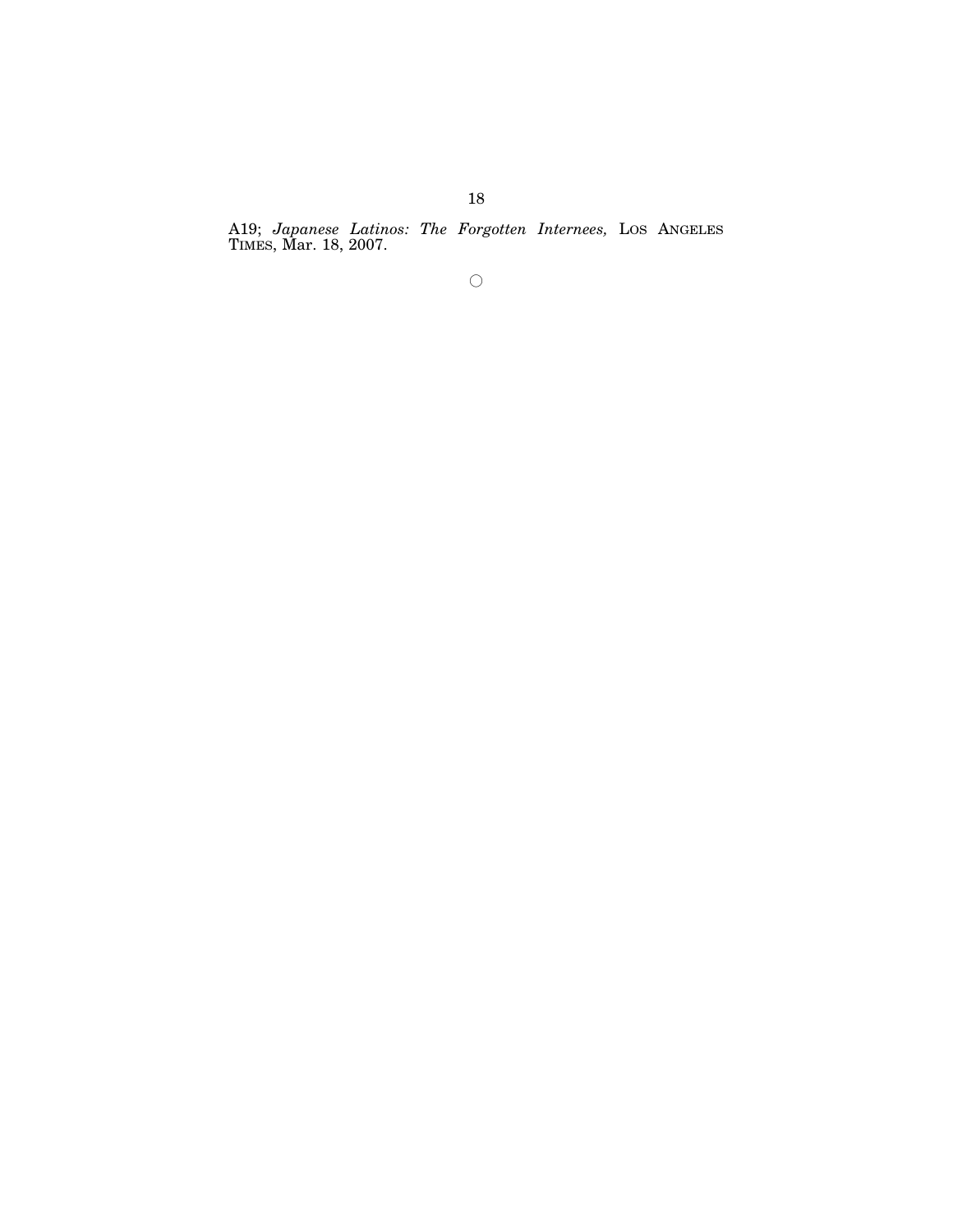A19; *Japanese Latinos: The Forgotten Internees,* LOS ANGELES TIMES, Mar. 18, 2007.